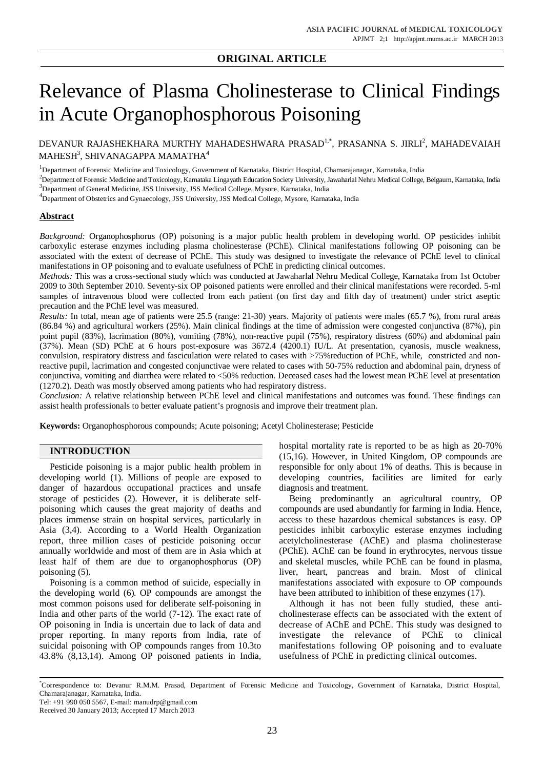## ORIGINAL ARTICLE

# Relevance of Plasma Cholinesterase to Clinical Findings in Acute Organophosphorous Poisoning

DEVANUR RAJASHEKHARA MURTHY MAHADESHWARA PRASAD[1,*], PRASANNA S. JIRLI[2], MAHADEVAIAH MAHESH[3], SHIVANAGAPPA MAMATHA[4]

[1]Department of Forensic Medicine and Toxicology, Government of Karnataka, District Hospital, Chamarajanagar, Karnataka, India

[2]Department of Forensic Medicine and Toxicology, Karnataka Lingayath Education Society University, Jawaharlal Nehru Medical College, Belgaum, Karnataka, India

[3]Department of General Medicine, JSS University, JSS Medical College, Mysore, Karnataka, India

[4]Department of Obstetrics and Gynaecology, JSS University, JSS Medical College, Mysore, Karnataka, India

### Abstract

*Background:* Organophosphorus (OP) poisoning is a major public health problem in developing world. OP pesticides inhibit carboxylic esterase enzymes including plasma cholinesterase (PChE). Clinical manifestations following OP poisoning can be associated with the extent of decrease of PChE. This study was designed to investigate the relevance of PChE level to clinical manifestations in OP poisoning and to evaluate usefulness of PChE in predicting clinical outcomes.

*Methods:* This was a cross-sectional study which was conducted at Jawaharlal Nehru Medical College, Karnataka from 1st October 2009 to 30th September 2010. Seventy-six OP poisoned patients were enrolled and their clinical manifestations were recorded. 5-ml samples of intravenous blood were collected from each patient (on first day and fifth day of treatment) under strict aseptic precaution and the PChE level was measured.

*Results:* In total, mean age of patients were 25.5 (range: 21-30) years. Majority of patients were males (65.7 %), from rural areas (86.84 %) and agricultural workers (25%). Main clinical findings at the time of admission were congested conjunctiva (87%), pin point pupil (83%), lacrimation (80%), vomiting (78%), non-reactive pupil (75%), respiratory distress (60%) and abdominal pain (37%). Mean (SD) PChE at 6 hours post-exposure was 3672.4 (4200.1) IU/L. At presentation, cyanosis, muscle weakness, convulsion, respiratory distress and fasciculation were related to cases with >75%reduction of PChE, while, constricted and non-reactive pupil, lacrimation and congested conjunctivae were related to cases with 50-75% reduction and abdominal pain, dryness of conjunctiva, vomiting and diarrhea were related to <50% reduction. Deceased cases had the lowest mean PChE level at presentation (1270.2). Death was mostly observed among patients who had respiratory distress.

*Conclusion:* A relative relationship between PChE level and clinical manifestations and outcomes was found. These findings can assist health professionals to better evaluate patient's prognosis and improve their treatment plan.

**Keywords:** Organophosphorous compounds; Acute poisoning; Acetyl Cholinesterase; Pesticide

## INTRODUCTION

Pesticide poisoning is a major public health problem in developing world (1). Millions of people are exposed to danger of hazardous occupational practices and unsafe storage of pesticides (2). However, it is deliberate self-poisoning which causes the great majority of deaths and places immense strain on hospital services, particularly in Asia (3,4). According to a World Health Organization report, three million cases of pesticide poisoning occur annually worldwide and most of them are in Asia which at least half of them are due to organophosphorus (OP) poisoning (5).

Poisoning is a common method of suicide, especially in the developing world (6). OP compounds are amongst the most common poisons used for deliberate self-poisoning in India and other parts of the world (7-12). The exact rate of OP poisoning in India is uncertain due to lack of data and proper reporting. In many reports from India, rate of suicidal poisoning with OP compounds ranges from 10.3to 43.8% (8,13,14). Among OP poisoned patients in India, hospital mortality rate is reported to be as high as 20-70% (15,16). However, in United Kingdom, OP compounds are responsible for only about 1% of deaths. This is because in developing countries, facilities are limited for early diagnosis and treatment.

Being predominantly an agricultural country, OP compounds are used abundantly for farming in India. Hence, access to these hazardous chemical substances is easy. OP pesticides inhibit carboxylic esterase enzymes including acetylcholinesterase (AChE) and plasma cholinesterase (PChE). AChE can be found in erythrocytes, nervous tissue and skeletal muscles, while PChE can be found in plasma, liver, heart, pancreas and brain. Most of clinical manifestations associated with exposure to OP compounds have been attributed to inhibition of these enzymes (17).

Although it has not been fully studied, these anti-cholinesterase effects can be associated with the extent of decrease of AChE and PChE. This study was designed to investigate the relevance of PChE to clinical manifestations following OP poisoning and to evaluate usefulness of PChE in predicting clinical outcomes.

*Correspondence to: Devanur R.M.M. Prasad, Department of Forensic Medicine and Toxicology, Government of Karnataka, District Hospital, Chamarajanagar, Karnataka, India.
Tel: +91 990 050 5567, E-mail: manudrp@gmail.com
Received 30 January 2013; Accepted 17 March 2013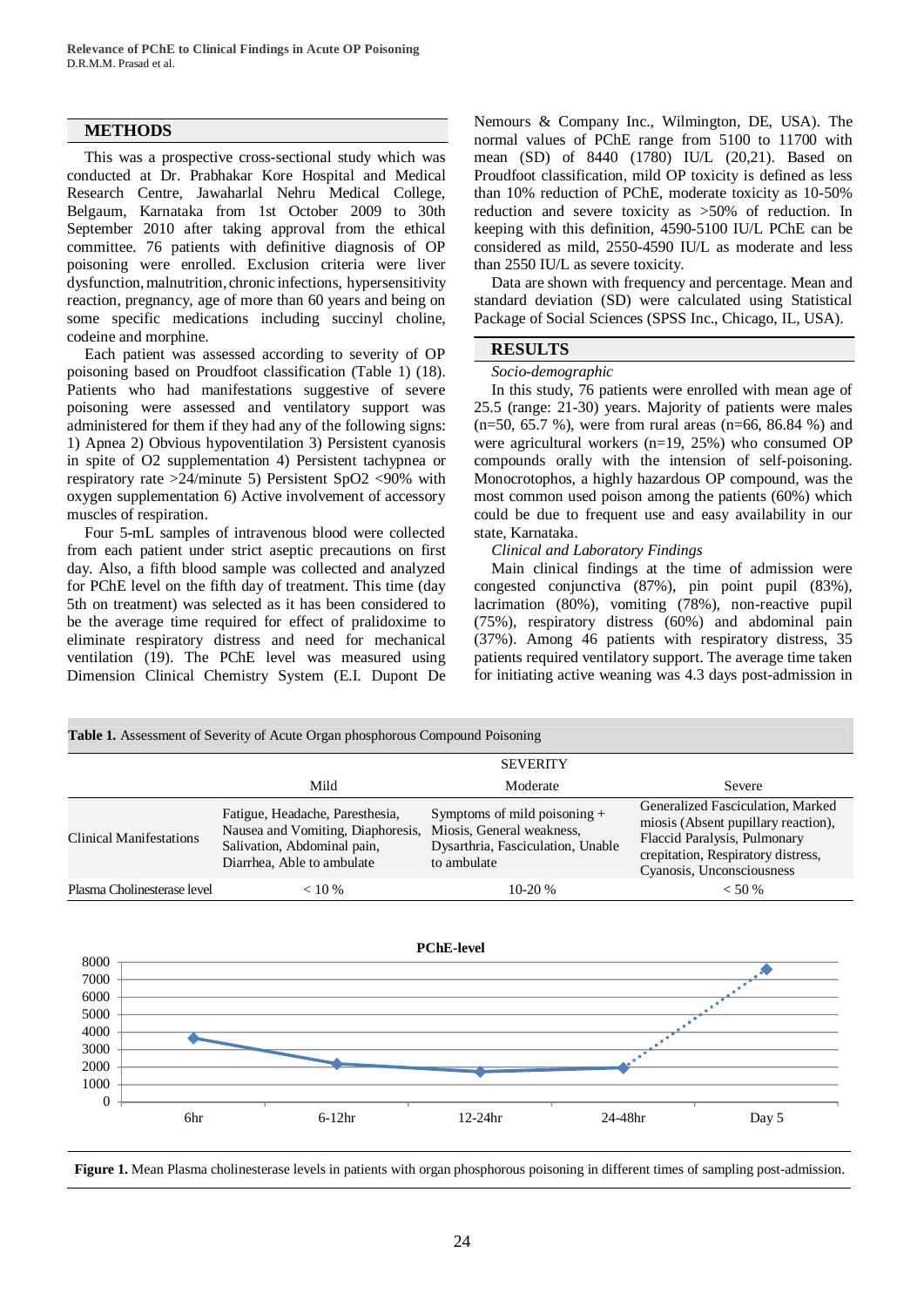## METHODS

This was a prospective cross-sectional study which was conducted at Dr. Prabhakar Kore Hospital and Medical Research Centre, Jawaharlal Nehru Medical College, Belgaum, Karnataka from 1st October 2009 to 30th September 2010 after taking approval from the ethical committee. 76 patients with definitive diagnosis of OP poisoning were enrolled. Exclusion criteria were liver dysfunction, malnutrition, chronic infections, hypersensitivity reaction, pregnancy, age of more than 60 years and being on some specific medications including succinyl choline, codeine and morphine.

Each patient was assessed according to severity of OP poisoning based on Proudfoot classification (Table 1) (18). Patients who had manifestations suggestive of severe poisoning were assessed and ventilatory support was administered for them if they had any of the following signs: 1) Apnea 2) Obvious hypoventilation 3) Persistent cyanosis in spite of O2 supplementation 4) Persistent tachypnea or respiratory rate >24/minute 5) Persistent SpO2 <90% with oxygen supplementation 6) Active involvement of accessory muscles of respiration.

Four 5-mL samples of intravenous blood were collected from each patient under strict aseptic precautions on first day. Also, a fifth blood sample was collected and analyzed for PChE level on the fifth day of treatment. This time (day 5th on treatment) was selected as it has been considered to be the average time required for effect of pralidoxime to eliminate respiratory distress and need for mechanical ventilation (19). The PChE level was measured using Dimension Clinical Chemistry System (E.I. Dupont De Nemours & Company Inc., Wilmington, DE, USA). The normal values of PChE range from 5100 to 11700 with mean (SD) of 8440 (1780) IU/L (20,21). Based on Proudfoot classification, mild OP toxicity is defined as less than 10% reduction of PChE, moderate toxicity as 10-50% reduction and severe toxicity as >50% of reduction. In keeping with this definition, 4590-5100 IU/L PChE can be considered as mild, 2550-4590 IU/L as moderate and less than 2550 IU/L as severe toxicity.

Data are shown with frequency and percentage. Mean and standard deviation (SD) were calculated using Statistical Package of Social Sciences (SPSS Inc., Chicago, IL, USA).

## RESULTS

*Socio-demographic*

In this study, 76 patients were enrolled with mean age of 25.5 (range: 21-30) years. Majority of patients were males (n=50, 65.7 %), were from rural areas (n=66, 86.84 %) and were agricultural workers (n=19, 25%) who consumed OP compounds orally with the intension of self-poisoning. Monocrotophos, a highly hazardous OP compound, was the most common used poison among the patients (60%) which could be due to frequent use and easy availability in our state, Karnataka.

*Clinical and Laboratory Findings*

Main clinical findings at the time of admission were congested conjunctiva (87%), pin point pupil (83%), lacrimation (80%), vomiting (78%), non-reactive pupil (75%), respiratory distress (60%) and abdominal pain (37%). Among 46 patients with respiratory distress, 35 patients required ventilatory support. The average time taken for initiating active weaning was 4.3 days post-admission in

**Table 1.** Assessment of Severity of Acute Organ phosphorous Compound Poisoning

| | SEVERITY | | |
|---|---|---|---|
| | Mild | Moderate | Severe |
| Clinical Manifestations | Fatigue, Headache, Paresthesia, Nausea and Vomiting, Diaphoresis, Salivation, Abdominal pain, Diarrhea, Able to ambulate | Symptoms of mild poisoning + Miosis, General weakness, Dysarthria, Fasciculation, Unable to ambulate | Generalized Fasciculation, Marked miosis (Absent pupillary reaction), Flaccid Paralysis, Pulmonary crepitation, Respiratory distress, Cyanosis, Unconsciousness |
| Plasma Cholinesterase level | < 10 % | 10-20 % | < 50 % |

**PChE-level**

| Time | 6hr | 6-12hr | 12-24hr | 24-48hr | Day 5 |
|---|---|---|---|---|---|
| PChE (approx.) | ~3650 | ~2200 | ~1750 | ~1950 | ~7600 |

**Figure 1.** Mean Plasma cholinesterase levels in patients with organ phosphorous poisoning in different times of sampling post-admission.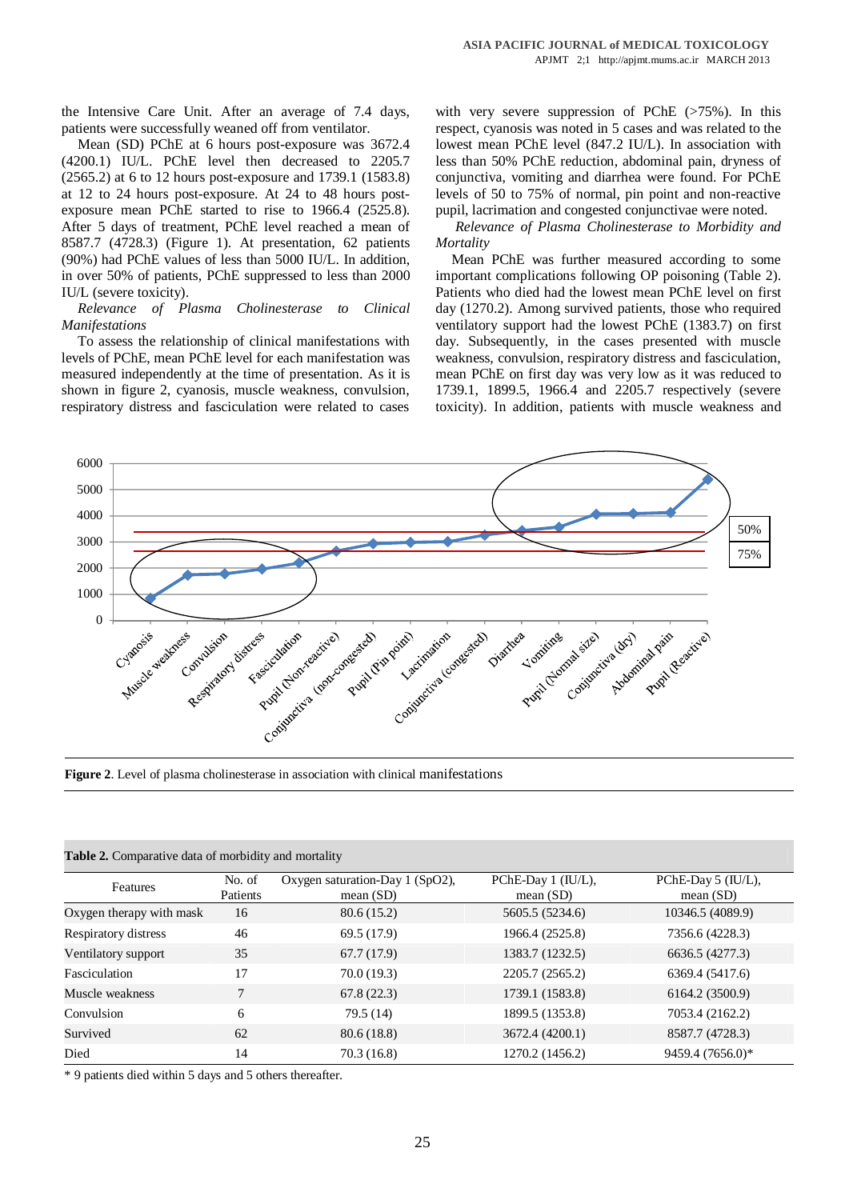the Intensive Care Unit. After an average of 7.4 days, patients were successfully weaned off from ventilator.

Mean (SD) PChE at 6 hours post-exposure was 3672.4 (4200.1) IU/L. PChE level then decreased to 2205.7 (2565.2) at 6 to 12 hours post-exposure and 1739.1 (1583.8) at 12 to 24 hours post-exposure. At 24 to 48 hours post-exposure mean PChE started to rise to 1966.4 (2525.8). After 5 days of treatment, PChE level reached a mean of 8587.7 (4728.3) (Figure 1). At presentation, 62 patients (90%) had PChE values of less than 5000 IU/L. In addition, in over 50% of patients, PChE suppressed to less than 2000 IU/L (severe toxicity).

*Relevance of Plasma Cholinesterase to Clinical Manifestations*

To assess the relationship of clinical manifestations with levels of PChE, mean PChE level for each manifestation was measured independently at the time of presentation. As it is shown in figure 2, cyanosis, muscle weakness, convulsion, respiratory distress and fasciculation were related to cases with very severe suppression of PChE (>75%). In this respect, cyanosis was noted in 5 cases and was related to the lowest mean PChE level (847.2 IU/L). In association with less than 50% PChE reduction, abdominal pain, dryness of conjunctiva, vomiting and diarrhea were found. For PChE levels of 50 to 75% of normal, pin point and non-reactive pupil, lacrimation and congested conjunctivae were noted.

*Relevance of Plasma Cholinesterase to Morbidity and Mortality*

Mean PChE was further measured according to some important complications following OP poisoning (Table 2). Patients who died had the lowest mean PChE level on first day (1270.2). Among survived patients, those who required ventilatory support had the lowest PChE (1383.7) on first day. Subsequently, in the cases presented with muscle weakness, convulsion, respiratory distress and fasciculation, mean PChE on first day was very low as it was reduced to 1739.1, 1899.5, 1966.4 and 2205.7 respectively (severe toxicity). In addition, patients with muscle weakness and

**Figure 2**. Level of plasma cholinesterase in association with clinical manifestations

**Table 2.** Comparative data of morbidity and mortality

| Features | No. of Patients | Oxygen saturation-Day 1 (SpO2), mean (SD) | PChE-Day 1 (IU/L), mean (SD) | PChE-Day 5 (IU/L), mean (SD) |
|---|---|---|---|---|
| Oxygen therapy with mask | 16 | 80.6 (15.2) | 5605.5 (5234.6) | 10346.5 (4089.9) |
| Respiratory distress | 46 | 69.5 (17.9) | 1966.4 (2525.8) | 7356.6 (4228.3) |
| Ventilatory support | 35 | 67.7 (17.9) | 1383.7 (1232.5) | 6636.5 (4277.3) |
| Fasciculation | 17 | 70.0 (19.3) | 2205.7 (2565.2) | 6369.4 (5417.6) |
| Muscle weakness | 7 | 67.8 (22.3) | 1739.1 (1583.8) | 6164.2 (3500.9) |
| Convulsion | 6 | 79.5 (14) | 1899.5 (1353.8) | 7053.4 (2162.2) |
| Survived | 62 | 80.6 (18.8) | 3672.4 (4200.1) | 8587.7 (4728.3) |
| Died | 14 | 70.3 (16.8) | 1270.2 (1456.2) | 9459.4 (7656.0)* |

\* 9 patients died within 5 days and 5 others thereafter.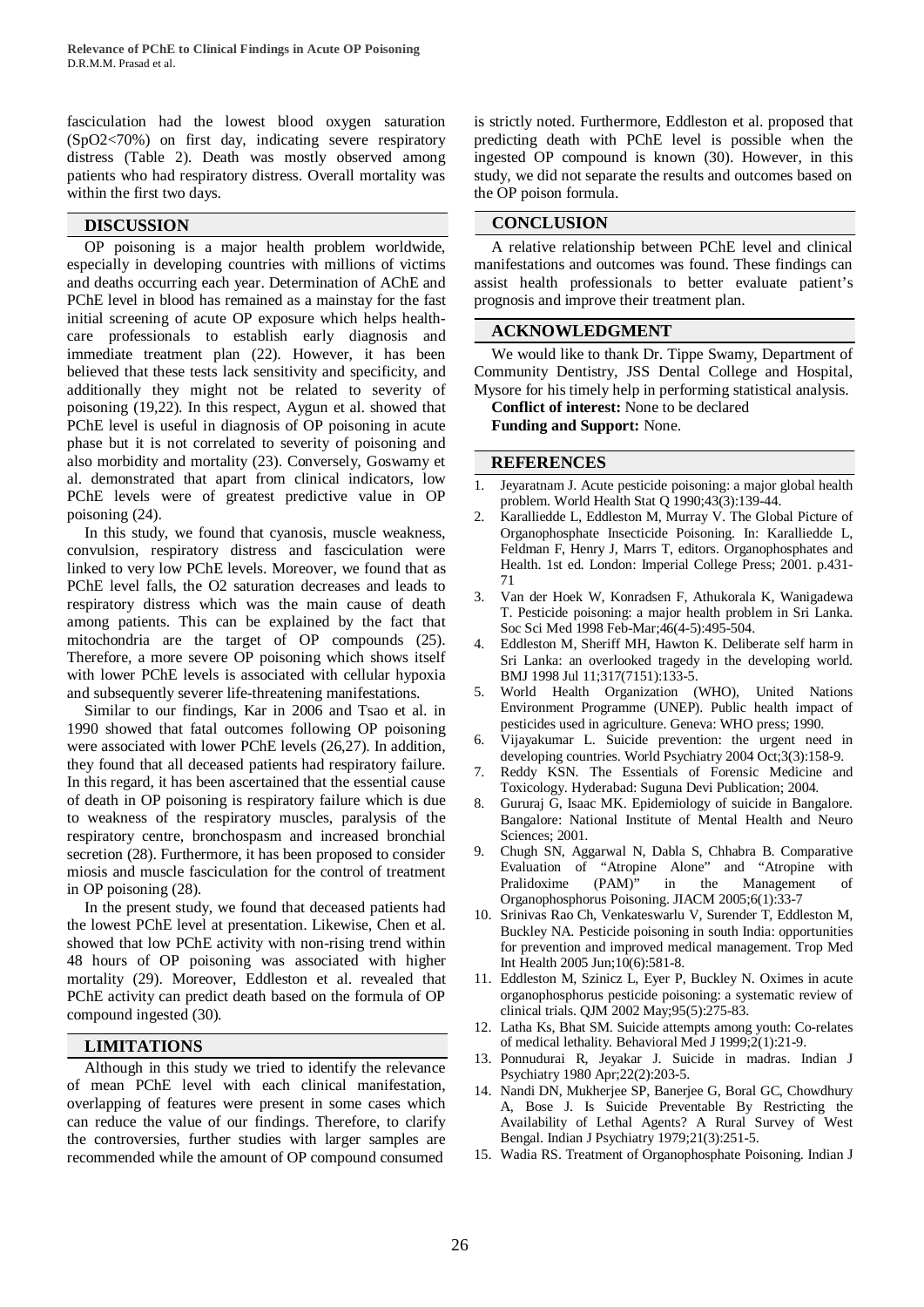fasciculation had the lowest blood oxygen saturation ($SpO_2$<70%) on first day, indicating severe respiratory distress (Table 2). Death was mostly observed among patients who had respiratory distress. Overall mortality was within the first two days.

## DISCUSSION

OP poisoning is a major health problem worldwide, especially in developing countries with millions of victims and deaths occurring each year. Determination of AChE and PChE level in blood has remained as a mainstay for the fast initial screening of acute OP exposure which helps health-care professionals to establish early diagnosis and immediate treatment plan (22). However, it has been believed that these tests lack sensitivity and specificity, and additionally they might not be related to severity of poisoning (19,22). In this respect, Aygun et al. showed that PChE level is useful in diagnosis of OP poisoning in acute phase but it is not correlated to severity of poisoning and also morbidity and mortality (23). Conversely, Goswamy et al. demonstrated that apart from clinical indicators, low PChE levels were of greatest predictive value in OP poisoning (24).

In this study, we found that cyanosis, muscle weakness, convulsion, respiratory distress and fasciculation were linked to very low PChE levels. Moreover, we found that as PChE level falls, the O2 saturation decreases and leads to respiratory distress which was the main cause of death among patients. This can be explained by the fact that mitochondria are the target of OP compounds (25). Therefore, a more severe OP poisoning which shows itself with lower PChE levels is associated with cellular hypoxia and subsequently severer life-threatening manifestations.

Similar to our findings, Kar in 2006 and Tsao et al. in 1990 showed that fatal outcomes following OP poisoning were associated with lower PChE levels (26,27). In addition, they found that all deceased patients had respiratory failure. In this regard, it has been ascertained that the essential cause of death in OP poisoning is respiratory failure which is due to weakness of the respiratory muscles, paralysis of the respiratory centre, bronchospasm and increased bronchial secretion (28). Furthermore, it has been proposed to consider miosis and muscle fasciculation for the control of treatment in OP poisoning (28).

In the present study, we found that deceased patients had the lowest PChE level at presentation. Likewise, Chen et al. showed that low PChE activity with non-rising trend within 48 hours of OP poisoning was associated with higher mortality (29). Moreover, Eddleston et al. revealed that PChE activity can predict death based on the formula of OP compound ingested (30).

## LIMITATIONS

Although in this study we tried to identify the relevance of mean PChE level with each clinical manifestation, overlapping of features were present in some cases which can reduce the value of our findings. Therefore, to clarify the controversies, further studies with larger samples are recommended while the amount of OP compound consumed is strictly noted. Furthermore, Eddleston et al. proposed that predicting death with PChE level is possible when the ingested OP compound is known (30). However, in this study, we did not separate the results and outcomes based on the OP poison formula.

## CONCLUSION

A relative relationship between PChE level and clinical manifestations and outcomes was found. These findings can assist health professionals to better evaluate patient's prognosis and improve their treatment plan.

## ACKNOWLEDGMENT

We would like to thank Dr. Tippe Swamy, Department of Community Dentistry, JSS Dental College and Hospital, Mysore for his timely help in performing statistical analysis.

**Conflict of interest:** None to be declared

**Funding and Support:** None.

## REFERENCES

1. Jeyaratnam J. Acute pesticide poisoning: a major global health problem. World Health Stat Q 1990;43(3):139-44.
2. Karalliedde L, Eddleston M, Murray V. The Global Picture of Organophosphate Insecticide Poisoning. In: Karalliedde L, Feldman F, Henry J, Marrs T, editors. Organophosphates and Health. 1st ed. London: Imperial College Press; 2001. p.431-71
3. Van der Hoek W, Konradsen F, Athukorala K, Wanigadewa T. Pesticide poisoning: a major health problem in Sri Lanka. Soc Sci Med 1998 Feb-Mar;46(4-5):495-504.
4. Eddleston M, Sheriff MH, Hawton K. Deliberate self harm in Sri Lanka: an overlooked tragedy in the developing world. BMJ 1998 Jul 11;317(7151):133-5.
5. World Health Organization (WHO), United Nations Environment Programme (UNEP). Public health impact of pesticides used in agriculture. Geneva: WHO press; 1990.
6. Vijayakumar L. Suicide prevention: the urgent need in developing countries. World Psychiatry 2004 Oct;3(3):158-9.
7. Reddy KSN. The Essentials of Forensic Medicine and Toxicology. Hyderabad: Suguna Devi Publication; 2004.
8. Gururaj G, Isaac MK. Epidemiology of suicide in Bangalore. Bangalore: National Institute of Mental Health and Neuro Sciences; 2001.
9. Chugh SN, Aggarwal N, Dabla S, Chhabra B. Comparative Evaluation of "Atropine Alone" and "Atropine with Pralidoxime (PAM)" in the Management of Organophosphorus Poisoning. JIACM 2005;6(1):33-7
10. Srinivas Rao Ch, Venkateswarlu V, Surender T, Eddleston M, Buckley NA. Pesticide poisoning in south India: opportunities for prevention and improved medical management. Trop Med Int Health 2005 Jun;10(6):581-8.
11. Eddleston M, Szinicz L, Eyer P, Buckley N. Oximes in acute organophosphorus pesticide poisoning: a systematic review of clinical trials. QJM 2002 May;95(5):275-83.
12. Latha Ks, Bhat SM. Suicide attempts among youth: Co-relates of medical lethality. Behavioral Med J 1999;2(1):21-9.
13. Ponnudurai R, Jeyakar J. Suicide in madras. Indian J Psychiatry 1980 Apr;22(2):203-5.
14. Nandi DN, Mukherjee SP, Banerjee G, Boral GC, Chowdhury A, Bose J. Is Suicide Preventable By Restricting the Availability of Lethal Agents? A Rural Survey of West Bengal. Indian J Psychiatry 1979;21(3):251-5.
15. Wadia RS. Treatment of Organophosphate Poisoning. Indian J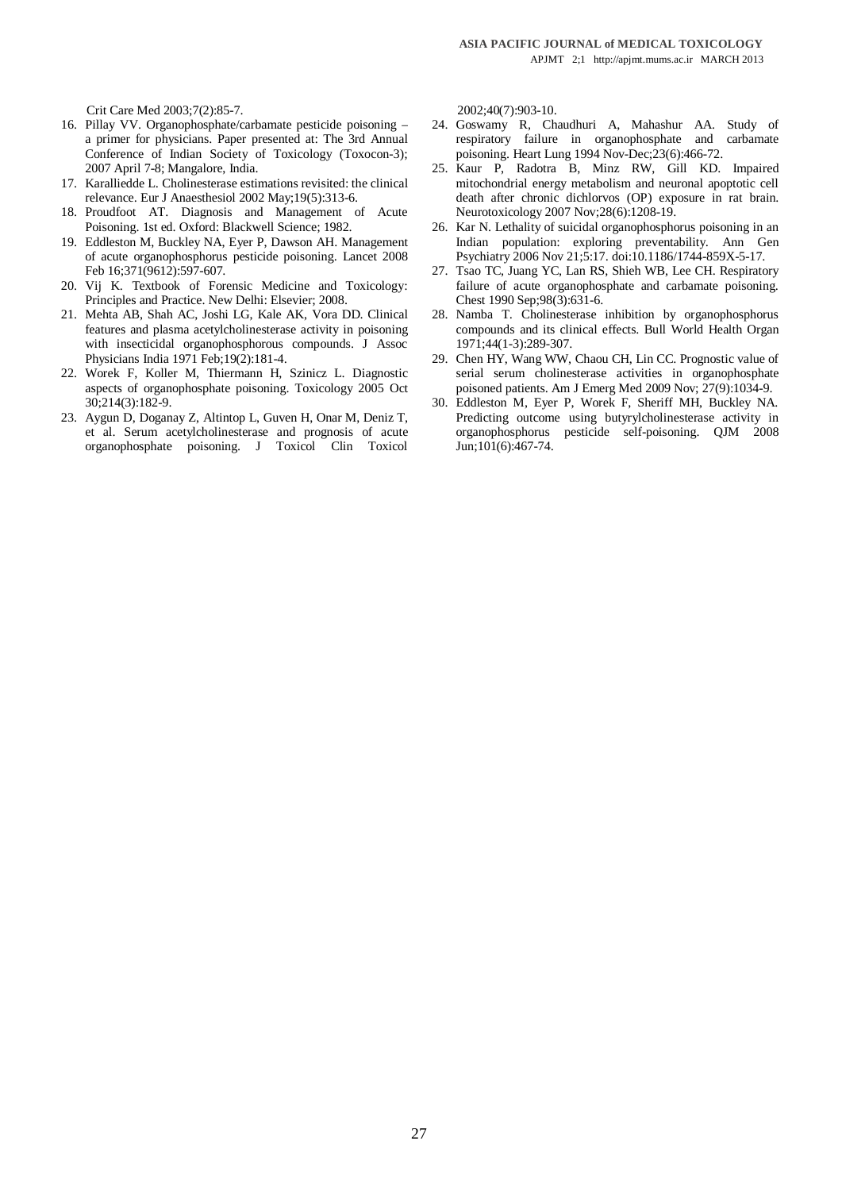Crit Care Med 2003;7(2):85-7.

16. Pillay VV. Organophosphate/carbamate pesticide poisoning – a primer for physicians. Paper presented at: The 3rd Annual Conference of Indian Society of Toxicology (Toxocon-3); 2007 April 7-8; Mangalore, India.
17. Karalliedde L. Cholinesterase estimations revisited: the clinical relevance. Eur J Anaesthesiol 2002 May;19(5):313-6.
18. Proudfoot AT. Diagnosis and Management of Acute Poisoning. 1st ed. Oxford: Blackwell Science; 1982.
19. Eddleston M, Buckley NA, Eyer P, Dawson AH. Management of acute organophosphorus pesticide poisoning. Lancet 2008 Feb 16;371(9612):597-607.
20. Vij K. Textbook of Forensic Medicine and Toxicology: Principles and Practice. New Delhi: Elsevier; 2008.
21. Mehta AB, Shah AC, Joshi LG, Kale AK, Vora DD. Clinical features and plasma acetylcholinesterase activity in poisoning with insecticidal organophosphorous compounds. J Assoc Physicians India 1971 Feb;19(2):181-4.
22. Worek F, Koller M, Thiermann H, Szinicz L. Diagnostic aspects of organophosphate poisoning. Toxicology 2005 Oct 30;214(3):182-9.
23. Aygun D, Doganay Z, Altintop L, Guven H, Onar M, Deniz T, et al. Serum acetylcholinesterase and prognosis of acute organophosphate poisoning. J Toxicol Clin Toxicol 2002;40(7):903-10.
24. Goswamy R, Chaudhuri A, Mahashur AA. Study of respiratory failure in organophosphate and carbamate poisoning. Heart Lung 1994 Nov-Dec;23(6):466-72.
25. Kaur P, Radotra B, Minz RW, Gill KD. Impaired mitochondrial energy metabolism and neuronal apoptotic cell death after chronic dichlorvos (OP) exposure in rat brain. Neurotoxicology 2007 Nov;28(6):1208-19.
26. Kar N. Lethality of suicidal organophosphorus poisoning in an Indian population: exploring preventability. Ann Gen Psychiatry 2006 Nov 21;5:17. doi:10.1186/1744-859X-5-17.
27. Tsao TC, Juang YC, Lan RS, Shieh WB, Lee CH. Respiratory failure of acute organophosphate and carbamate poisoning. Chest 1990 Sep;98(3):631-6.
28. Namba T. Cholinesterase inhibition by organophosphorus compounds and its clinical effects. Bull World Health Organ 1971;44(1-3):289-307.
29. Chen HY, Wang WW, Chaou CH, Lin CC. Prognostic value of serial serum cholinesterase activities in organophosphate poisoned patients. Am J Emerg Med 2009 Nov; 27(9):1034-9.
30. Eddleston M, Eyer P, Worek F, Sheriff MH, Buckley NA. Predicting outcome using butyrylcholinesterase activity in organophosphorus pesticide self-poisoning. QJM 2008 Jun;101(6):467-74.